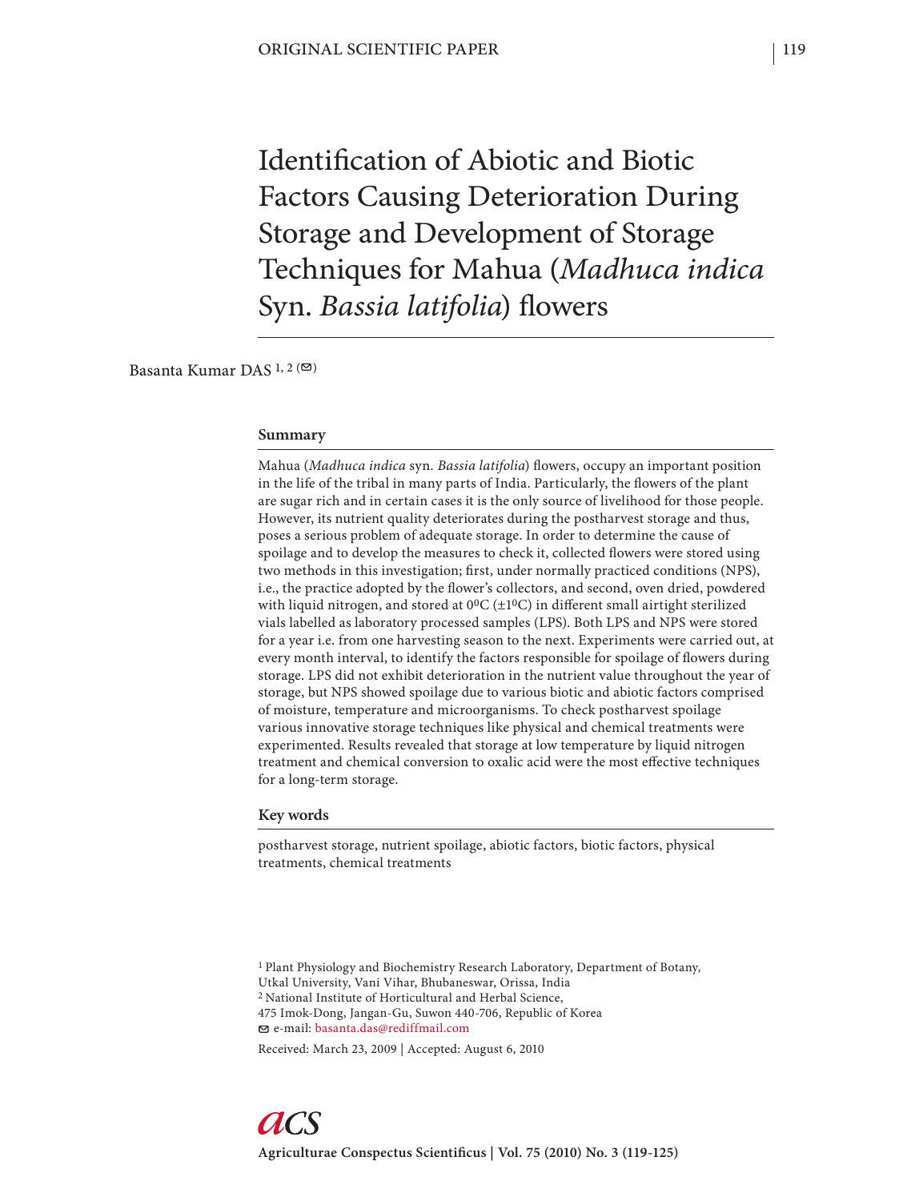ORIGINAL SCIENTIFIC PAPER

# Identification of Abiotic and Biotic Factors Causing Deterioration During Storage and Development of Storage Techniques for Mahua (*Madhuca indica* Syn. *Bassia latifolia*) flowers

Basanta Kumar DAS [1, 2] (✉)

## Summary

Mahua (*Madhuca indica* syn. *Bassia latifolia*) flowers, occupy an important position in the life of the tribal in many parts of India. Particularly, the flowers of the plant are sugar rich and in certain cases it is the only source of livelihood for those people. However, its nutrient quality deteriorates during the postharvest storage and thus, poses a serious problem of adequate storage. In order to determine the cause of spoilage and to develop the measures to check it, collected flowers were stored using two methods in this investigation; first, under normally practiced conditions (NPS), i.e., the practice adopted by the flower's collectors, and second, oven dried, powdered with liquid nitrogen, and stored at $0^0$C ($\pm 1^0$C) in different small airtight sterilized vials labelled as laboratory processed samples (LPS). Both LPS and NPS were stored for a year i.e. from one harvesting season to the next. Experiments were carried out, at every month interval, to identify the factors responsible for spoilage of flowers during storage. LPS did not exhibit deterioration in the nutrient value throughout the year of storage, but NPS showed spoilage due to various biotic and abiotic factors comprised of moisture, temperature and microorganisms. To check postharvest spoilage various innovative storage techniques like physical and chemical treatments were experimented. Results revealed that storage at low temperature by liquid nitrogen treatment and chemical conversion to oxalic acid were the most effective techniques for a long-term storage.

## Key words

postharvest storage, nutrient spoilage, abiotic factors, biotic factors, physical treatments, chemical treatments

[1] Plant Physiology and Biochemistry Research Laboratory, Department of Botany, Utkal University, Vani Vihar, Bhubaneswar, Orissa, India

[2] National Institute of Horticultural and Herbal Science, 475 Imok-Dong, Jangan-Gu, Suwon 440-706, Republic of Korea

✉ e-mail: basanta.das@rediffmail.com

Received: March 23, 2009 | Accepted: August 6, 2010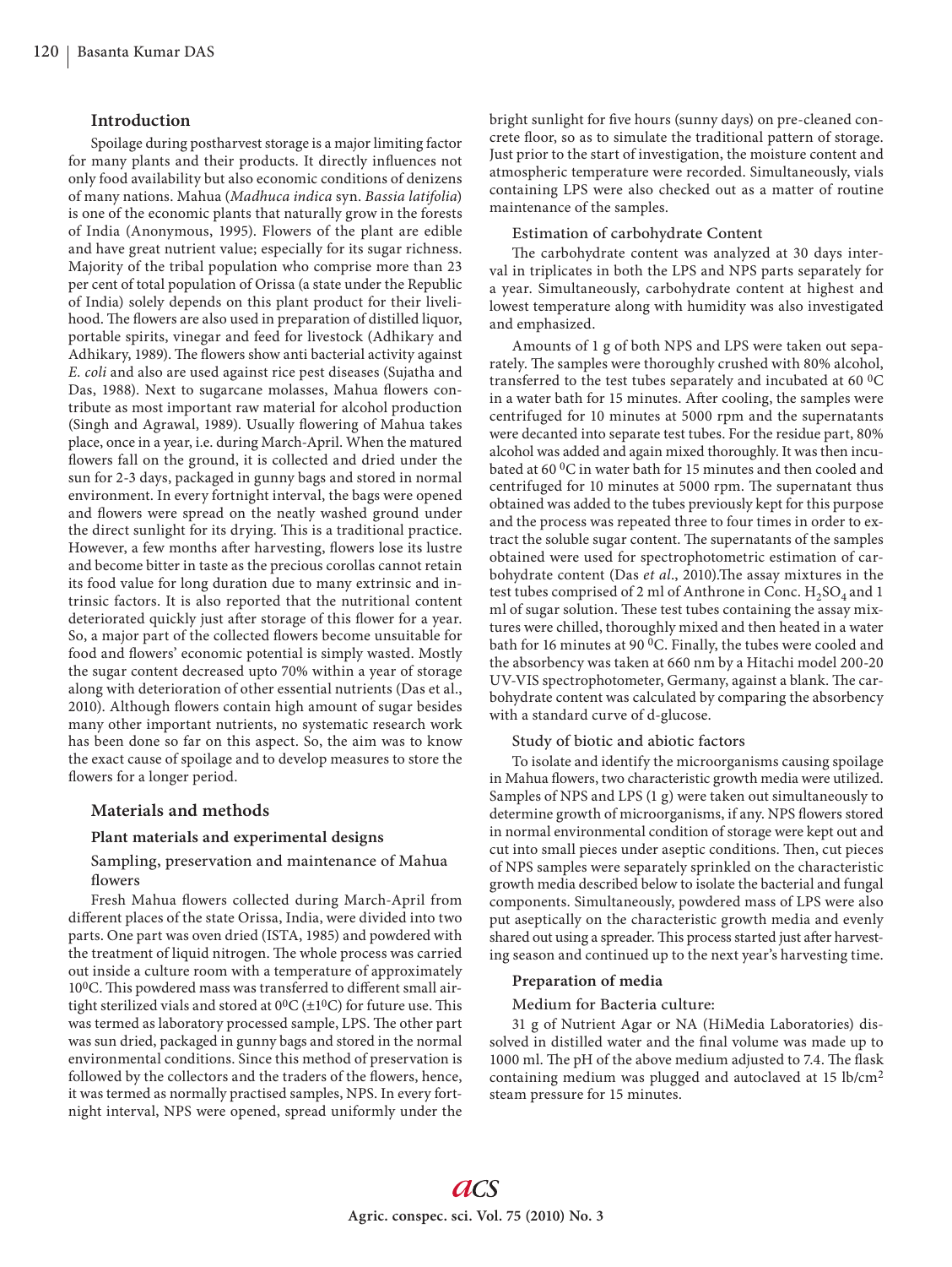## Introduction

Spoilage during postharvest storage is a major limiting factor for many plants and their products. It directly influences not only food availability but also economic conditions of denizens of many nations. Mahua (*Madhuca indica* syn. *Bassia latifolia*) is one of the economic plants that naturally grow in the forests of India (Anonymous, 1995). Flowers of the plant are edible and have great nutrient value; especially for its sugar richness. Majority of the tribal population who comprise more than 23 per cent of total population of Orissa (a state under the Republic of India) solely depends on this plant product for their livelihood. The flowers are also used in preparation of distilled liquor, portable spirits, vinegar and feed for livestock (Adhikary and Adhikary, 1989). The flowers show anti bacterial activity against *E. coli* and also are used against rice pest diseases (Sujatha and Das, 1988). Next to sugarcane molasses, Mahua flowers contribute as most important raw material for alcohol production (Singh and Agrawal, 1989). Usually flowering of Mahua takes place, once in a year, i.e. during March-April. When the matured flowers fall on the ground, it is collected and dried under the sun for 2-3 days, packaged in gunny bags and stored in normal environment. In every fortnight interval, the bags were opened and flowers were spread on the neatly washed ground under the direct sunlight for its drying. This is a traditional practice. However, a few months after harvesting, flowers lose its lustre and become bitter in taste as the precious corollas cannot retain its food value for long duration due to many extrinsic and intrinsic factors. It is also reported that the nutritional content deteriorated quickly just after storage of this flower for a year. So, a major part of the collected flowers become unsuitable for food and flowers' economic potential is simply wasted. Mostly the sugar content decreased upto 70% within a year of storage along with deterioration of other essential nutrients (Das et al., 2010). Although flowers contain high amount of sugar besides many other important nutrients, no systematic research work has been done so far on this aspect. So, the aim was to know the exact cause of spoilage and to develop measures to store the flowers for a longer period.

## Materials and methods

### Plant materials and experimental designs

#### Sampling, preservation and maintenance of Mahua flowers

Fresh Mahua flowers collected during March-April from different places of the state Orissa, India, were divided into two parts. One part was oven dried (ISTA, 1985) and powdered with the treatment of liquid nitrogen. The whole process was carried out inside a culture room with a temperature of approximately 10$^0$C. This powdered mass was transferred to different small air-tight sterilized vials and stored at 0$^0$C (±1$^0$C) for future use. This was termed as laboratory processed sample, LPS. The other part was sun dried, packaged in gunny bags and stored in the normal environmental conditions. Since this method of preservation is followed by the collectors and the traders of the flowers, hence, it was termed as normally practised samples, NPS. In every fortnight interval, NPS were opened, spread uniformly under the bright sunlight for five hours (sunny days) on pre-cleaned concrete floor, so as to simulate the traditional pattern of storage. Just prior to the start of investigation, the moisture content and atmospheric temperature were recorded. Simultaneously, vials containing LPS were also checked out as a matter of routine maintenance of the samples.

#### Estimation of carbohydrate Content

The carbohydrate content was analyzed at 30 days interval in triplicates in both the LPS and NPS parts separately for a year. Simultaneously, carbohydrate content at highest and lowest temperature along with humidity was also investigated and emphasized.

Amounts of 1 g of both NPS and LPS were taken out separately. The samples were thoroughly crushed with 80% alcohol, transferred to the test tubes separately and incubated at 60 $^0$C in a water bath for 15 minutes. After cooling, the samples were centrifuged for 10 minutes at 5000 rpm and the supernatants were decanted into separate test tubes. For the residue part, 80% alcohol was added and again mixed thoroughly. It was then incubated at 60 $^0$C in water bath for 15 minutes and then cooled and centrifuged for 10 minutes at 5000 rpm. The supernatant thus obtained was added to the tubes previously kept for this purpose and the process was repeated three to four times in order to extract the soluble sugar content. The supernatants of the samples obtained were used for spectrophotometric estimation of carbohydrate content (Das *et al*., 2010).The assay mixtures in the test tubes comprised of 2 ml of Anthrone in Conc. $H_2SO_4$ and 1 ml of sugar solution. These test tubes containing the assay mixtures were chilled, thoroughly mixed and then heated in a water bath for 16 minutes at 90 $^0$C. Finally, the tubes were cooled and the absorbency was taken at 660 nm by a Hitachi model 200-20 UV-VIS spectrophotometer, Germany, against a blank. The carbohydrate content was calculated by comparing the absorbency with a standard curve of d-glucose.

#### Study of biotic and abiotic factors

To isolate and identify the microorganisms causing spoilage in Mahua flowers, two characteristic growth media were utilized. Samples of NPS and LPS (1 g) were taken out simultaneously to determine growth of microorganisms, if any. NPS flowers stored in normal environmental condition of storage were kept out and cut into small pieces under aseptic conditions. Then, cut pieces of NPS samples were separately sprinkled on the characteristic growth media described below to isolate the bacterial and fungal components. Simultaneously, powdered mass of LPS were also put aseptically on the characteristic growth media and evenly shared out using a spreader. This process started just after harvesting season and continued up to the next year's harvesting time.

### Preparation of media

#### Medium for Bacteria culture:

31 g of Nutrient Agar or NA (HiMedia Laboratories) dissolved in distilled water and the final volume was made up to 1000 ml. The pH of the above medium adjusted to 7.4. The flask containing medium was plugged and autoclaved at 15 lb/cm$^2$ steam pressure for 15 minutes.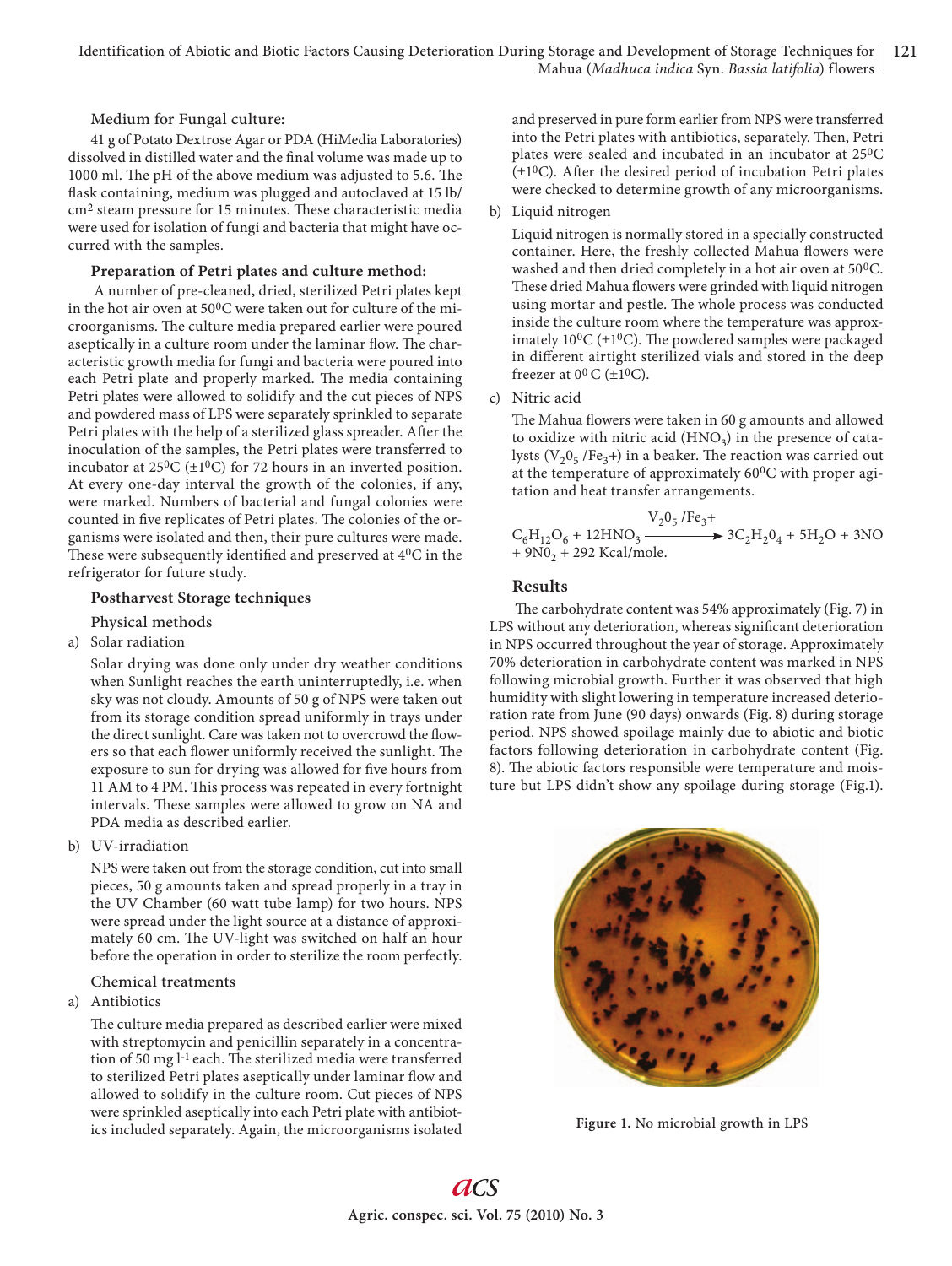**Medium for Fungal culture:**

41 g of Potato Dextrose Agar or PDA (HiMedia Laboratories) dissolved in distilled water and the final volume was made up to 1000 ml. The pH of the above medium was adjusted to 5.6. The flask containing, medium was plugged and autoclaved at 15 lb/ cm$^2$ steam pressure for 15 minutes. These characteristic media were used for isolation of fungi and bacteria that might have occurred with the samples.

**Preparation of Petri plates and culture method:**

A number of pre-cleaned, dried, sterilized Petri plates kept in the hot air oven at 50$^0$C were taken out for culture of the microorganisms. The culture media prepared earlier were poured aseptically in a culture room under the laminar flow. The characteristic growth media for fungi and bacteria were poured into each Petri plate and properly marked. The media containing Petri plates were allowed to solidify and the cut pieces of NPS and powdered mass of LPS were separately sprinkled to separate Petri plates with the help of a sterilized glass spreader. After the inoculation of the samples, the Petri plates were transferred to incubator at 25$^0$C (±1$^0$C) for 72 hours in an inverted position. At every one-day interval the growth of the colonies, if any, were marked. Numbers of bacterial and fungal colonies were counted in five replicates of Petri plates. The colonies of the organisms were isolated and then, their pure cultures were made. These were subsequently identified and preserved at 4$^0$C in the refrigerator for future study.

**Postharvest Storage techniques**

Physical methods

a) Solar radiation

Solar drying was done only under dry weather conditions when Sunlight reaches the earth uninterruptedly, i.e. when sky was not cloudy. Amounts of 50 g of NPS were taken out from its storage condition spread uniformly in trays under the direct sunlight. Care was taken not to overcrowd the flowers so that each flower uniformly received the sunlight. The exposure to sun for drying was allowed for five hours from 11 AM to 4 PM. This process was repeated in every fortnight intervals. These samples were allowed to grow on NA and PDA media as described earlier.

b) UV-irradiation

NPS were taken out from the storage condition, cut into small pieces, 50 g amounts taken and spread properly in a tray in the UV Chamber (60 watt tube lamp) for two hours. NPS were spread under the light source at a distance of approximately 60 cm. The UV-light was switched on half an hour before the operation in order to sterilize the room perfectly.

Chemical treatments

a) Antibiotics

The culture media prepared as described earlier were mixed with streptomycin and penicillin separately in a concentration of 50 mg l$^{-1}$ each. The sterilized media were transferred to sterilized Petri plates aseptically under laminar flow and allowed to solidify in the culture room. Cut pieces of NPS were sprinkled aseptically into each Petri plate with antibiotics included separately. Again, the microorganisms isolated and preserved in pure form earlier from NPS were transferred into the Petri plates with antibiotics, separately. Then, Petri plates were sealed and incubated in an incubator at 25$^0$C (±1$^0$C). After the desired period of incubation Petri plates were checked to determine growth of any microorganisms.

b) Liquid nitrogen

Liquid nitrogen is normally stored in a specially constructed container. Here, the freshly collected Mahua flowers were washed and then dried completely in a hot air oven at 50$^0$C. These dried Mahua flowers were grinded with liquid nitrogen using mortar and pestle. The whole process was conducted inside the culture room where the temperature was approximately 10$^0$C (±1$^0$C). The powdered samples were packaged in different airtight sterilized vials and stored in the deep freezer at 0$^0$ C (±1$^0$C).

c) Nitric acid

The Mahua flowers were taken in 60 g amounts and allowed to oxidize with nitric acid ($HNO_3$) in the presence of catalysts ($V_20_5$ /$Fe_3$+) in a beaker. The reaction was carried out at the temperature of approximately 60$^0$C with proper agitation and heat transfer arrangements.

$$C_6H_{12}O_6 + 12HNO_3 \xrightarrow{V_20_5\,/Fe_3+} 3C_2H_20_4 + 5H_2O + 3NO + 9N0_2 + 292 \text{ Kcal/mole.}$$

## Results

The carbohydrate content was 54% approximately (Fig. 7) in LPS without any deterioration, whereas significant deterioration in NPS occurred throughout the year of storage. Approximately 70% deterioration in carbohydrate content was marked in NPS following microbial growth. Further it was observed that high humidity with slight lowering in temperature increased deterioration rate from June (90 days) onwards (Fig. 8) during storage period. NPS showed spoilage mainly due to abiotic and biotic factors following deterioration in carbohydrate content (Fig. 8). The abiotic factors responsible were temperature and moisture but LPS didn't show any spoilage during storage (Fig.1).

**Figure 1.** No microbial growth in LPS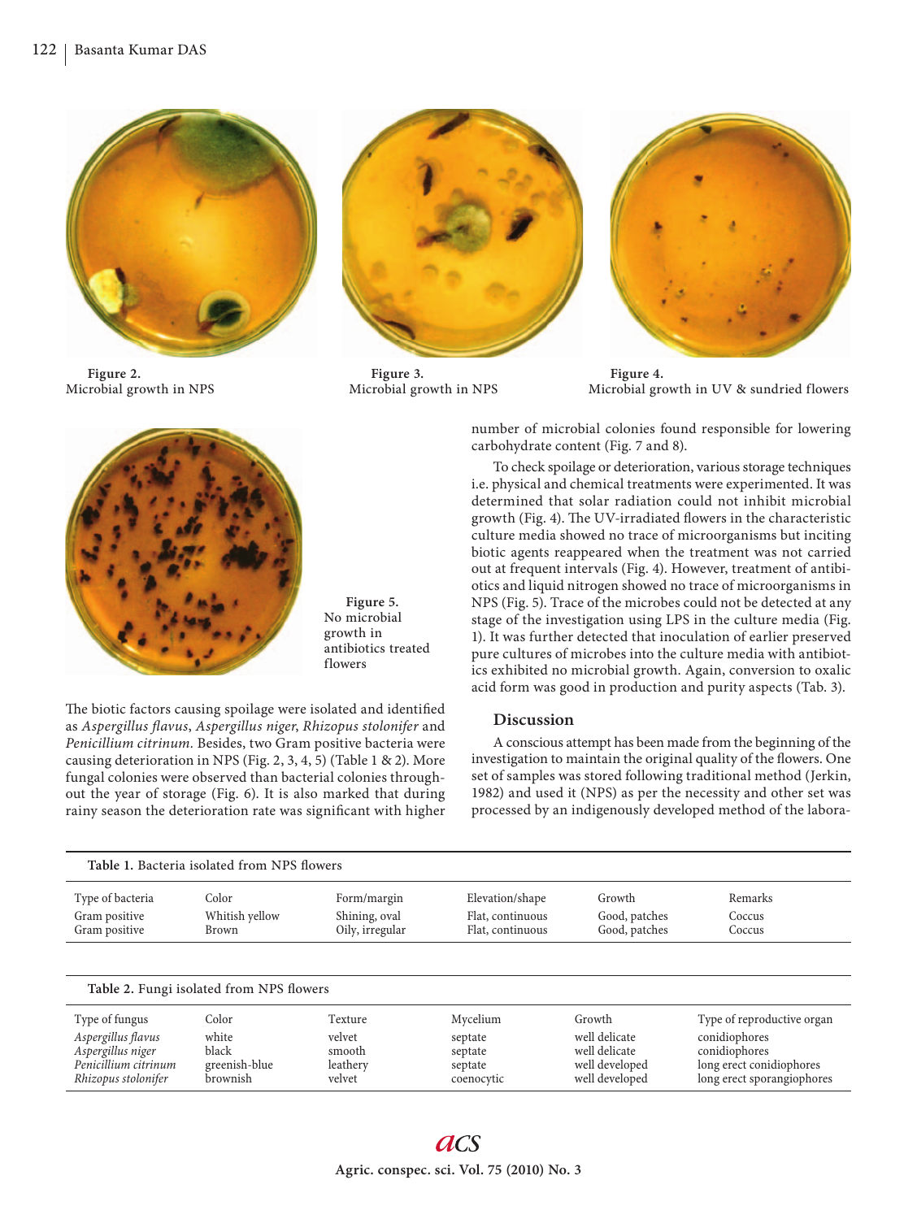Figure 2.
Microbial growth in NPS

Figure 3.
Microbial growth in NPS

Figure 4.
Microbial growth in UV & sundried flowers

Figure 5.
No microbial growth in antibiotics treated flowers

The biotic factors causing spoilage were isolated and identified as *Aspergillus flavus*, *Aspergillus niger*, *Rhizopus stolonifer* and *Penicillium citrinum*. Besides, two Gram positive bacteria were causing deterioration in NPS (Fig. 2, 3, 4, 5) (Table 1 & 2). More fungal colonies were observed than bacterial colonies throughout the year of storage (Fig. 6). It is also marked that during rainy season the deterioration rate was significant with higher number of microbial colonies found responsible for lowering carbohydrate content (Fig. 7 and 8).

To check spoilage or deterioration, various storage techniques i.e. physical and chemical treatments were experimented. It was determined that solar radiation could not inhibit microbial growth (Fig. 4). The UV-irradiated flowers in the characteristic culture media showed no trace of microorganisms but inciting biotic agents reappeared when the treatment was not carried out at frequent intervals (Fig. 4). However, treatment of antibiotics and liquid nitrogen showed no trace of microorganisms in NPS (Fig. 5). Trace of the microbes could not be detected at any stage of the investigation using LPS in the culture media (Fig. 1). It was further detected that inoculation of earlier preserved pure cultures of microbes into the culture media with antibiotics exhibited no microbial growth. Again, conversion to oxalic acid form was good in production and purity aspects (Tab. 3).

## Discussion

A conscious attempt has been made from the beginning of the investigation to maintain the original quality of the flowers. One set of samples was stored following traditional method (Jerkin, 1982) and used it (NPS) as per the necessity and other set was processed by an indigenously developed method of the labora-

**Table 1.** Bacteria isolated from NPS flowers

| Type of bacteria | Color | Form/margin | Elevation/shape | Growth | Remarks |
|---|---|---|---|---|---|
| Gram positive | Whitish yellow | Shining, oval | Flat, continuous | Good, patches | Coccus |
| Gram positive | Brown | Oily, irregular | Flat, continuous | Good, patches | Coccus |

**Table 2.** Fungi isolated from NPS flowers

| Type of fungus | Color | Texture | Mycelium | Growth | Type of reproductive organ |
|---|---|---|---|---|---|
| *Aspergillus flavus* | white | velvet | septate | well delicate | conidiophores |
| *Aspergillus niger* | black | smooth | septate | well delicate | conidiophores |
| *Penicillium citrinum* | greenish-blue | leathery | septate | well developed | long erect conidiophores |
| *Rhizopus stolonifer* | brownish | velvet | coenocytic | well developed | long erect sporangiophores |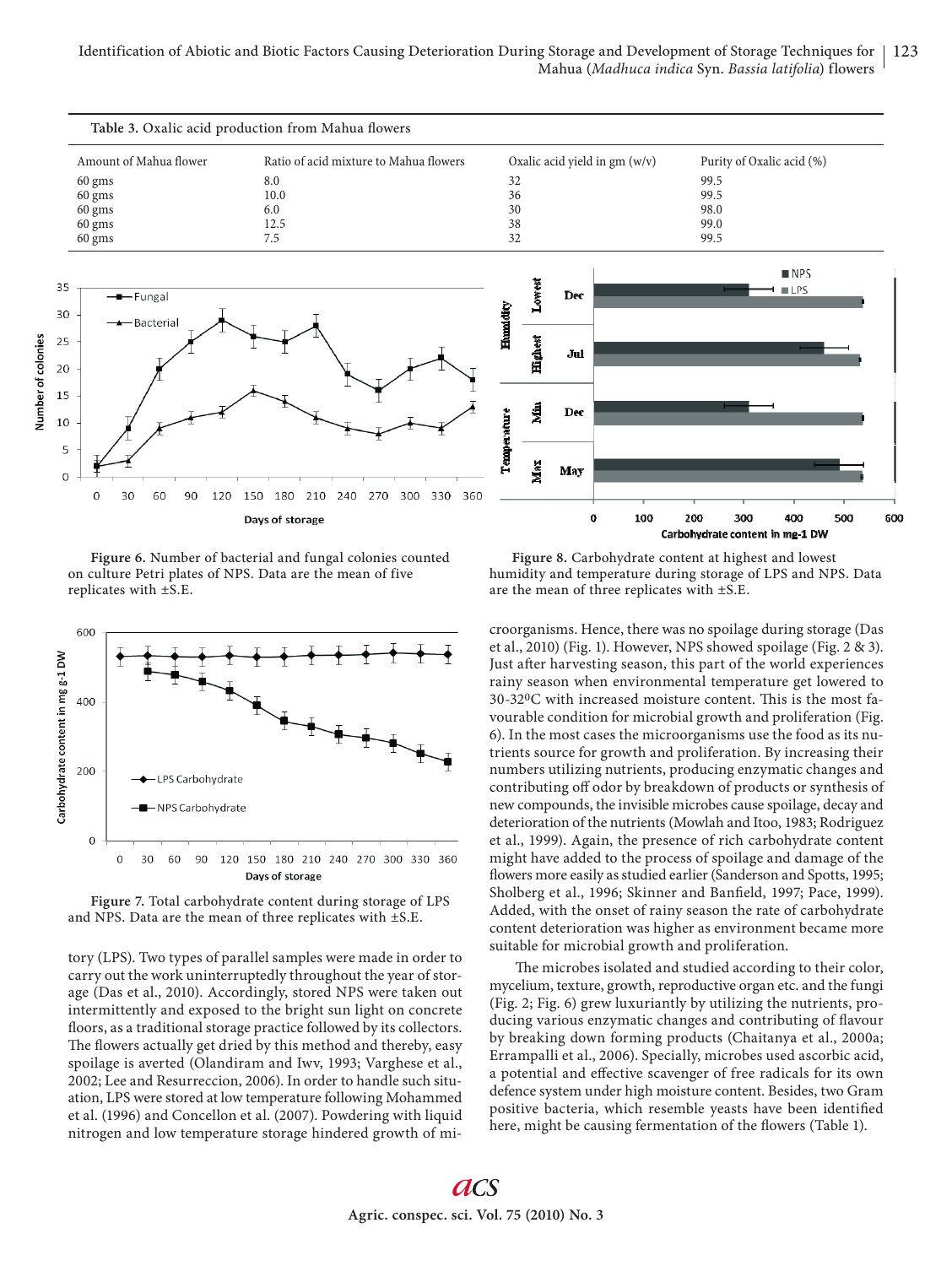Table 3. Oxalic acid production from Mahua flowers

| Amount of Mahua flower | Ratio of acid mixture to Mahua flowers | Oxalic acid yield in gm (w/v) | Purity of Oxalic acid (%) |
|---|---|---|---|
| 60 gms | 8.0 | 32 | 99.5 |
| 60 gms | 10.0 | 36 | 99.5 |
| 60 gms | 6.0 | 30 | 98.0 |
| 60 gms | 12.5 | 38 | 99.0 |
| 60 gms | 7.5 | 32 | 99.5 |

Figure 6. Number of bacterial and fungal colonies counted on culture Petri plates of NPS. Data are the mean of five replicates with ±S.E.

Figure 8. Carbohydrate content at highest and lowest humidity and temperature during storage of LPS and NPS. Data are the mean of three replicates with ±S.E.

Figure 7. Total carbohydrate content during storage of LPS and NPS. Data are the mean of three replicates with ±S.E.

tory (LPS). Two types of parallel samples were made in order to carry out the work uninterruptedly throughout the year of storage (Das et al., 2010). Accordingly, stored NPS were taken out intermittently and exposed to the bright sun light on concrete floors, as a traditional storage practice followed by its collectors. The flowers actually get dried by this method and thereby, easy spoilage is averted (Olandiram and Iwv, 1993; Varghese et al., 2002; Lee and Resurreccion, 2006). In order to handle such situation, LPS were stored at low temperature following Mohammed et al. (1996) and Concellon et al. (2007). Powdering with liquid nitrogen and low temperature storage hindered growth of microorganisms. Hence, there was no spoilage during storage (Das et al., 2010) (Fig. 1). However, NPS showed spoilage (Fig. 2 & 3). Just after harvesting season, this part of the world experiences rainy season when environmental temperature get lowered to 30-32$^0$C with increased moisture content. This is the most favourable condition for microbial growth and proliferation (Fig. 6). In the most cases the microorganisms use the food as its nutrients source for growth and proliferation. By increasing their numbers utilizing nutrients, producing enzymatic changes and contributing off odor by breakdown of products or synthesis of new compounds, the invisible microbes cause spoilage, decay and deterioration of the nutrients (Mowlah and Itoo, 1983; Rodriguez et al., 1999). Again, the presence of rich carbohydrate content might have added to the process of spoilage and damage of the flowers more easily as studied earlier (Sanderson and Spotts, 1995; Sholberg et al., 1996; Skinner and Banfield, 1997; Pace, 1999). Added, with the onset of rainy season the rate of carbohydrate content deterioration was higher as environment became more suitable for microbial growth and proliferation.

The microbes isolated and studied according to their color, mycelium, texture, growth, reproductive organ etc. and the fungi (Fig. 2; Fig. 6) grew luxuriantly by utilizing the nutrients, producing various enzymatic changes and contributing of flavour by breaking down forming products (Chaitanya et al., 2000a; Errampalli et al., 2006). Specially, microbes used ascorbic acid, a potential and effective scavenger of free radicals for its own defence system under high moisture content. Besides, two Gram positive bacteria, which resemble yeasts have been identified here, might be causing fermentation of the flowers (Table 1).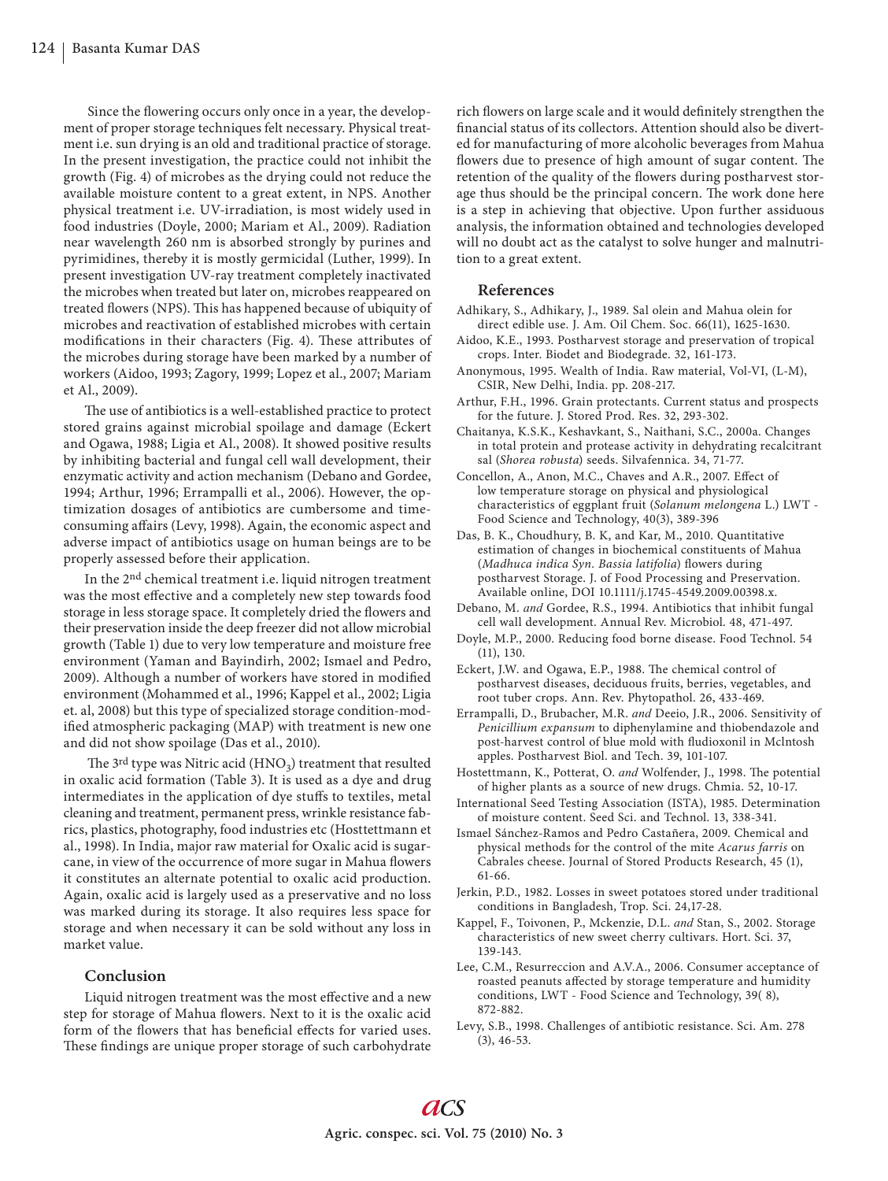Since the flowering occurs only once in a year, the development of proper storage techniques felt necessary. Physical treatment i.e. sun drying is an old and traditional practice of storage. In the present investigation, the practice could not inhibit the growth (Fig. 4) of microbes as the drying could not reduce the available moisture content to a great extent, in NPS. Another physical treatment i.e. UV-irradiation, is most widely used in food industries (Doyle, 2000; Mariam et Al., 2009). Radiation near wavelength 260 nm is absorbed strongly by purines and pyrimidines, thereby it is mostly germicidal (Luther, 1999). In present investigation UV-ray treatment completely inactivated the microbes when treated but later on, microbes reappeared on treated flowers (NPS). This has happened because of ubiquity of microbes and reactivation of established microbes with certain modifications in their characters (Fig. 4). These attributes of the microbes during storage have been marked by a number of workers (Aidoo, 1993; Zagory, 1999; Lopez et al., 2007; Mariam et Al., 2009).

The use of antibiotics is a well-established practice to protect stored grains against microbial spoilage and damage (Eckert and Ogawa, 1988; Ligia et Al., 2008). It showed positive results by inhibiting bacterial and fungal cell wall development, their enzymatic activity and action mechanism (Debano and Gordee, 1994; Arthur, 1996; Errampalli et al., 2006). However, the optimization dosages of antibiotics are cumbersome and time-consuming affairs (Levy, 1998). Again, the economic aspect and adverse impact of antibiotics usage on human beings are to be properly assessed before their application.

In the 2nd chemical treatment i.e. liquid nitrogen treatment was the most effective and a completely new step towards food storage in less storage space. It completely dried the flowers and their preservation inside the deep freezer did not allow microbial growth (Table 1) due to very low temperature and moisture free environment (Yaman and Bayindirh, 2002; Ismael and Pedro, 2009). Although a number of workers have stored in modified environment (Mohammed et al., 1996; Kappel et al., 2002; Ligia et. al, 2008) but this type of specialized storage condition-modified atmospheric packaging (MAP) with treatment is new one and did not show spoilage (Das et al., 2010).

The 3rd type was Nitric acid ($HNO_3$) treatment that resulted in oxalic acid formation (Table 3). It is used as a dye and drug intermediates in the application of dye stuffs to textiles, metal cleaning and treatment, permanent press, wrinkle resistance fabrics, plastics, photography, food industries etc (Hosttettmann et al., 1998). In India, major raw material for Oxalic acid is sugarcane, in view of the occurrence of more sugar in Mahua flowers it constitutes an alternate potential to oxalic acid production. Again, oxalic acid is largely used as a preservative and no loss was marked during its storage. It also requires less space for storage and when necessary it can be sold without any loss in market value.

## Conclusion

Liquid nitrogen treatment was the most effective and a new step for storage of Mahua flowers. Next to it is the oxalic acid form of the flowers that has beneficial effects for varied uses. These findings are unique proper storage of such carbohydrate rich flowers on large scale and it would definitely strengthen the financial status of its collectors. Attention should also be diverted for manufacturing of more alcoholic beverages from Mahua flowers due to presence of high amount of sugar content. The retention of the quality of the flowers during postharvest storage thus should be the principal concern. The work done here is a step in achieving that objective. Upon further assiduous analysis, the information obtained and technologies developed will no doubt act as the catalyst to solve hunger and malnutrition to a great extent.

## References

Adhikary, S., Adhikary, J., 1989. Sal olein and Mahua olein for direct edible use. J. Am. Oil Chem. Soc. 66(11), 1625-1630.

Aidoo, K.E., 1993. Postharvest storage and preservation of tropical crops. Inter. Biodet and Biodegrade. 32, 161-173.

Anonymous, 1995. Wealth of India. Raw material, Vol-VI, (L-M), CSIR, New Delhi, India. pp. 208-217.

Arthur, F.H., 1996. Grain protectants. Current status and prospects for the future. J. Stored Prod. Res. 32, 293-302.

Chaitanya, K.S.K., Keshavkant, S., Naithani, S.C., 2000a. Changes in total protein and protease activity in dehydrating recalcitrant sal (*Shorea robusta*) seeds. Silvafennica. 34, 71-77.

Concellon, A., Anon, M.C., Chaves and A.R., 2007. Effect of low temperature storage on physical and physiological characteristics of eggplant fruit (*Solanum melongena* L.) LWT - Food Science and Technology, 40(3), 389-396

Das, B. K., Choudhury, B. K, and Kar, M., 2010. Quantitative estimation of changes in biochemical constituents of Mahua (*Madhuca indica Syn. Bassia latifolia*) flowers during postharvest Storage. J. of Food Processing and Preservation. Available online, DOI 10.1111/j.1745-4549.2009.00398.x.

Debano, M. *and* Gordee, R.S., 1994. Antibiotics that inhibit fungal cell wall development. Annual Rev. Microbiol. 48, 471-497.

Doyle, M.P., 2000. Reducing food borne disease. Food Technol. 54 (11), 130.

Eckert, J.W. and Ogawa, E.P., 1988. The chemical control of postharvest diseases, deciduous fruits, berries, vegetables, and root tuber crops. Ann. Rev. Phytopathol. 26, 433-469.

Errampalli, D., Brubacher, M.R. *and* Deeio, J.R., 2006. Sensitivity of *Penicillium expansum* to diphenylamine and thiobendazole and post-harvest control of blue mold with fludioxonil in Mclntosh apples. Postharvest Biol. and Tech. 39, 101-107.

Hostettmann, K., Potterat, O. *and* Wolfender, J., 1998. The potential of higher plants as a source of new drugs. Chmia. 52, 10-17.

International Seed Testing Association (ISTA), 1985. Determination of moisture content. Seed Sci. and Technol. 13, 338-341.

Ismael Sánchez-Ramos and Pedro Castañera, 2009. Chemical and physical methods for the control of the mite *Acarus farris* on Cabrales cheese. Journal of Stored Products Research, 45 (1), 61-66.

Jerkin, P.D., 1982. Losses in sweet potatoes stored under traditional conditions in Bangladesh, Trop. Sci. 24,17-28.

Kappel, F., Toivonen, P., Mckenzie, D.L. *and* Stan, S., 2002. Storage characteristics of new sweet cherry cultivars. Hort. Sci. 37, 139-143.

Lee, C.M., Resurreccion and A.V.A., 2006. Consumer acceptance of roasted peanuts affected by storage temperature and humidity conditions, LWT - Food Science and Technology, 39( 8), 872-882.

Levy, S.B., 1998. Challenges of antibiotic resistance. Sci. Am. 278 (3), 46-53.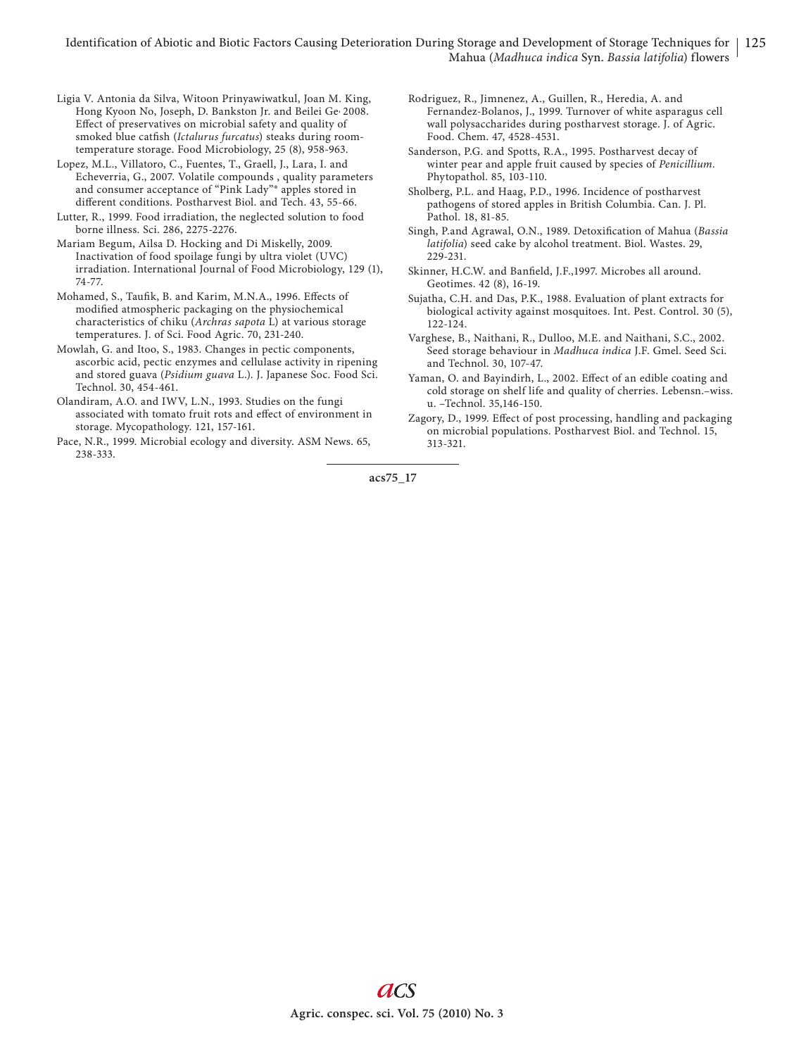Ligia V. Antonia da Silva, Witoon Prinyawiwatkul, Joan M. King, Hong Kyoon No, Joseph, D. Bankston Jr. and Beilei Ge, 2008. Effect of preservatives on microbial safety and quality of smoked blue catfish (*Ictalurus furcatus*) steaks during room-temperature storage. Food Microbiology, 25 (8), 958-963.

Lopez, M.L., Villatoro, C., Fuentes, T., Graell, J., Lara, I. and Echeverria, G., 2007. Volatile compounds , quality parameters and consumer acceptance of "Pink Lady"® apples stored in different conditions. Postharvest Biol. and Tech. 43, 55-66.

Lutter, R., 1999. Food irradiation, the neglected solution to food borne illness. Sci. 286, 2275-2276.

Mariam Begum, Ailsa D. Hocking and Di Miskelly, 2009. Inactivation of food spoilage fungi by ultra violet (UVC) irradiation. International Journal of Food Microbiology, 129 (1), 74-77.

Mohamed, S., Taufik, B. and Karim, M.N.A., 1996. Effects of modified atmospheric packaging on the physiochemical characteristics of chiku (*Archras sapota* L) at various storage temperatures. J. of Sci. Food Agric. 70, 231-240.

Mowlah, G. and Itoo, S., 1983. Changes in pectic components, ascorbic acid, pectic enzymes and cellulase activity in ripening and stored guava (*Psidium guava* L.). J. Japanese Soc. Food Sci. Technol. 30, 454-461.

Olandiram, A.O. and IWV, L.N., 1993. Studies on the fungi associated with tomato fruit rots and effect of environment in storage. Mycopathology. 121, 157-161.

Pace, N.R., 1999. Microbial ecology and diversity. ASM News. 65, 238-333.

Rodriguez, R., Jimnenez, A., Guillen, R., Heredia, A. and Fernandez-Bolanos, J., 1999. Turnover of white asparagus cell wall polysaccharides during postharvest storage. J. of Agric. Food. Chem. 47, 4528-4531.

Sanderson, P.G. and Spotts, R.A., 1995. Postharvest decay of winter pear and apple fruit caused by species of *Penicillium*. Phytopathol. 85, 103-110.

Sholberg, P.L. and Haag, P.D., 1996. Incidence of postharvest pathogens of stored apples in British Columbia. Can. J. Pl. Pathol. 18, 81-85.

Singh, P.and Agrawal, O.N., 1989. Detoxification of Mahua (*Bassia latifolia*) seed cake by alcohol treatment. Biol. Wastes. 29, 229-231.

Skinner, H.C.W. and Banfield, J.F.,1997. Microbes all around. Geotimes. 42 (8), 16-19.

Sujatha, C.H. and Das, P.K., 1988. Evaluation of plant extracts for biological activity against mosquitoes. Int. Pest. Control. 30 (5), 122-124.

Varghese, B., Naithani, R., Dulloo, M.E. and Naithani, S.C., 2002. Seed storage behaviour in *Madhuca indica* J.F. Gmel. Seed Sci. and Technol. 30, 107-47.

Yaman, O. and Bayindirh, L., 2002. Effect of an edible coating and cold storage on shelf life and quality of cherries. Lebensn.–wiss. u. –Technol. 35,146-150.

Zagory, D., 1999. Effect of post processing, handling and packaging on microbial populations. Postharvest Biol. and Technol. 15, 313-321.

**acs75_17**